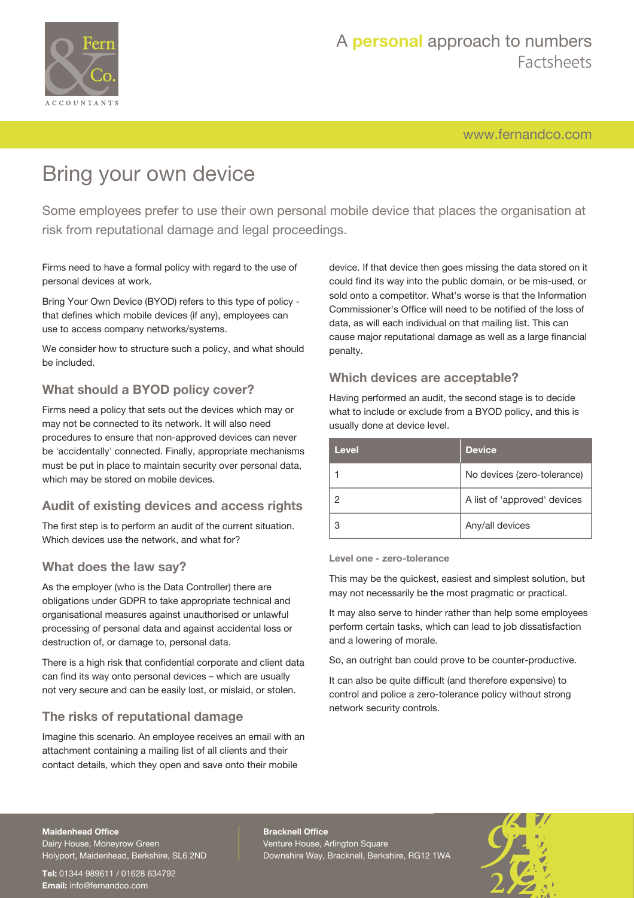# Bring your own device

Some employees prefer to use their own personal mobile device that places the organisation at risk from reputational damage and legal proceedings.

Firms need to have a formal policy with regard to the use of personal devices at work.

Bring Your Own Device (BYOD) refers to this type of policy - that defines which mobile devices (if any), employees can use to access company networks/systems.

We consider how to structure such a policy, and what should be included.

## What should a BYOD policy cover?

Firms need a policy that sets out the devices which may or may not be connected to its network. It will also need procedures to ensure that non-approved devices can never be 'accidentally' connected. Finally, appropriate mechanisms must be put in place to maintain security over personal data, which may be stored on mobile devices.

## Audit of existing devices and access rights

The first step is to perform an audit of the current situation. Which devices use the network, and what for?

## What does the law say?

As the employer (who is the Data Controller) there are obligations under GDPR to take appropriate technical and organisational measures against unauthorised or unlawful processing of personal data and against accidental loss or destruction of, or damage to, personal data.

There is a high risk that confidential corporate and client data can find its way onto personal devices – which are usually not very secure and can be easily lost, or mislaid, or stolen.

## The risks of reputational damage

Imagine this scenario. An employee receives an email with an attachment containing a mailing list of all clients and their contact details, which they open and save onto their mobile device. If that device then goes missing the data stored on it could find its way into the public domain, or be mis-used, or sold onto a competitor. What's worse is that the Information Commissioner's Office will need to be notified of the loss of data, as will each individual on that mailing list. This can cause major reputational damage as well as a large financial penalty.

## Which devices are acceptable?

Having performed an audit, the second stage is to decide what to include or exclude from a BYOD policy, and this is usually done at device level.

| Level | Device |
|---|---|
| 1 | No devices (zero-tolerance) |
| 2 | A list of 'approved' devices |
| 3 | Any/all devices |

### Level one - zero-tolerance

This may be the quickest, easiest and simplest solution, but may not necessarily be the most pragmatic or practical.

It may also serve to hinder rather than help some employees perform certain tasks, which can lead to job dissatisfaction and a lowering of morale.

So, an outright ban could prove to be counter-productive.

It can also be quite difficult (and therefore expensive) to control and police a zero-tolerance policy without strong network security controls.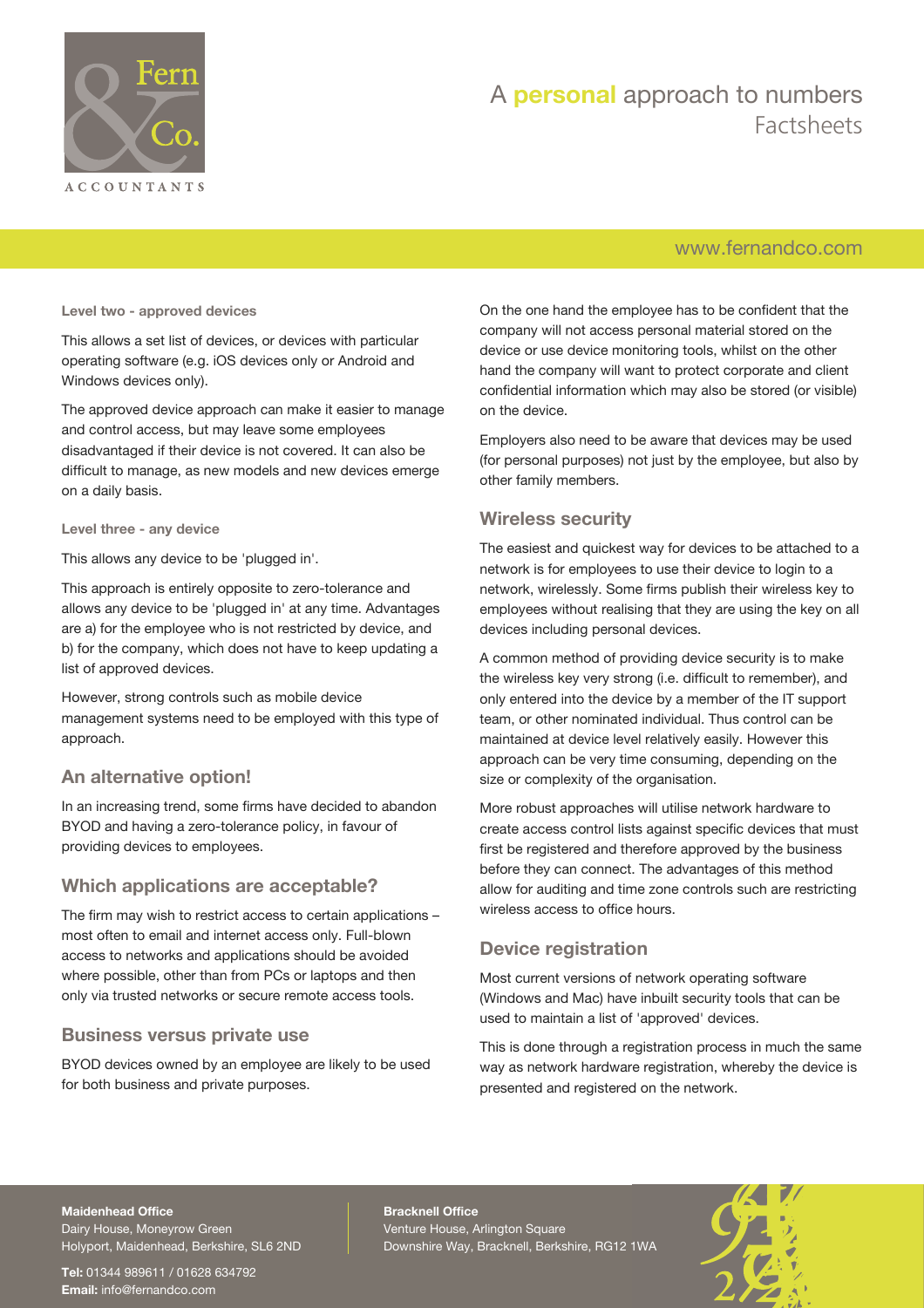#### Level two - approved devices

This allows a set list of devices, or devices with particular operating software (e.g. iOS devices only or Android and Windows devices only).

The approved device approach can make it easier to manage and control access, but may leave some employees disadvantaged if their device is not covered. It can also be difficult to manage, as new models and new devices emerge on a daily basis.

#### Level three - any device

This allows any device to be 'plugged in'.

This approach is entirely opposite to zero-tolerance and allows any device to be 'plugged in' at any time. Advantages are a) for the employee who is not restricted by device, and b) for the company, which does not have to keep updating a list of approved devices.

However, strong controls such as mobile device management systems need to be employed with this type of approach.

## An alternative option!

In an increasing trend, some firms have decided to abandon BYOD and having a zero-tolerance policy, in favour of providing devices to employees.

## Which applications are acceptable?

The firm may wish to restrict access to certain applications – most often to email and internet access only. Full-blown access to networks and applications should be avoided where possible, other than from PCs or laptops and then only via trusted networks or secure remote access tools.

## Business versus private use

BYOD devices owned by an employee are likely to be used for both business and private purposes.

On the one hand the employee has to be confident that the company will not access personal material stored on the device or use device monitoring tools, whilst on the other hand the company will want to protect corporate and client confidential information which may also be stored (or visible) on the device.

Employers also need to be aware that devices may be used (for personal purposes) not just by the employee, but also by other family members.

## Wireless security

The easiest and quickest way for devices to be attached to a network is for employees to use their device to login to a network, wirelessly. Some firms publish their wireless key to employees without realising that they are using the key on all devices including personal devices.

A common method of providing device security is to make the wireless key very strong (i.e. difficult to remember), and only entered into the device by a member of the IT support team, or other nominated individual. Thus control can be maintained at device level relatively easily. However this approach can be very time consuming, depending on the size or complexity of the organisation.

More robust approaches will utilise network hardware to create access control lists against specific devices that must first be registered and therefore approved by the business before they can connect. The advantages of this method allow for auditing and time zone controls such are restricting wireless access to office hours.

## Device registration

Most current versions of network operating software (Windows and Mac) have inbuilt security tools that can be used to maintain a list of 'approved' devices.

This is done through a registration process in much the same way as network hardware registration, whereby the device is presented and registered on the network.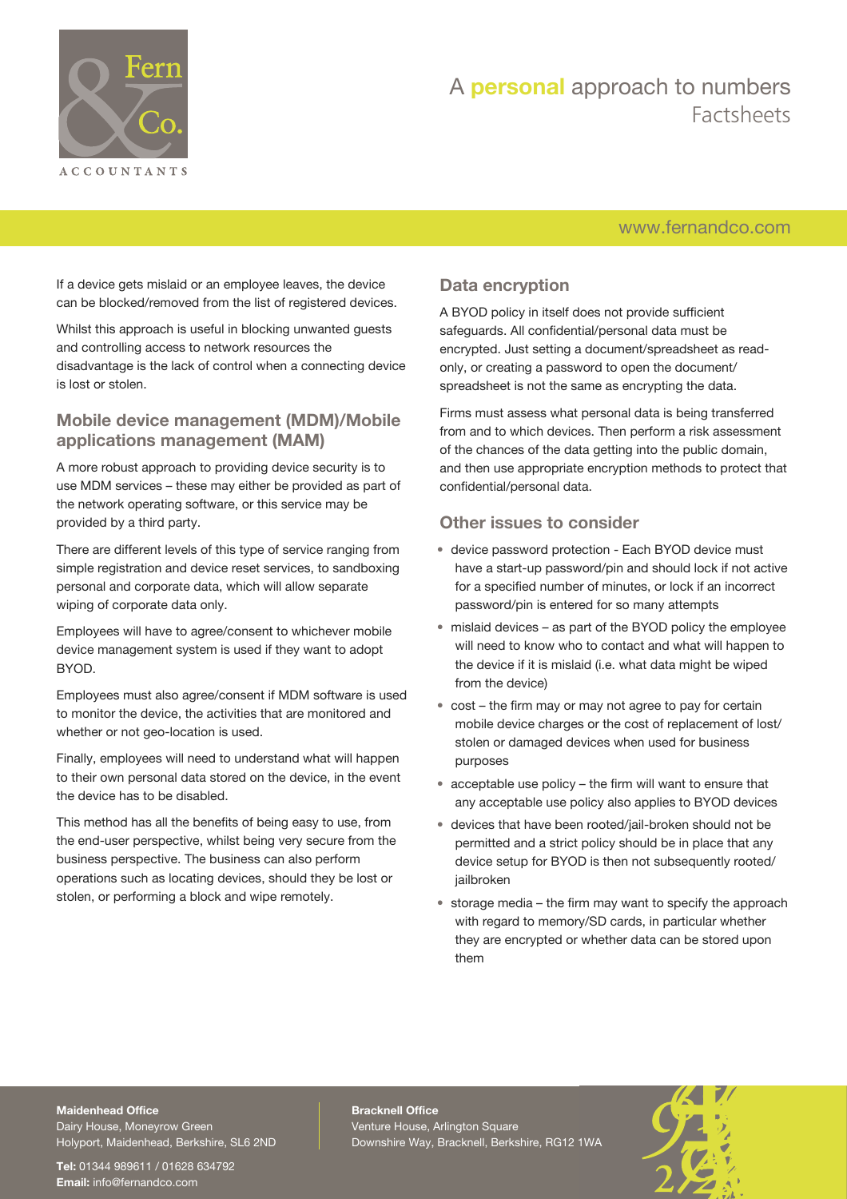If a device gets mislaid or an employee leaves, the device can be blocked/removed from the list of registered devices.

Whilst this approach is useful in blocking unwanted guests and controlling access to network resources the disadvantage is the lack of control when a connecting device is lost or stolen.

## Mobile device management (MDM)/Mobile applications management (MAM)

A more robust approach to providing device security is to use MDM services – these may either be provided as part of the network operating software, or this service may be provided by a third party.

There are different levels of this type of service ranging from simple registration and device reset services, to sandboxing personal and corporate data, which will allow separate wiping of corporate data only.

Employees will have to agree/consent to whichever mobile device management system is used if they want to adopt BYOD.

Employees must also agree/consent if MDM software is used to monitor the device, the activities that are monitored and whether or not geo-location is used.

Finally, employees will need to understand what will happen to their own personal data stored on the device, in the event the device has to be disabled.

This method has all the benefits of being easy to use, from the end-user perspective, whilst being very secure from the business perspective. The business can also perform operations such as locating devices, should they be lost or stolen, or performing a block and wipe remotely.

## Data encryption

A BYOD policy in itself does not provide sufficient safeguards. All confidential/personal data must be encrypted. Just setting a document/spreadsheet as read-only, or creating a password to open the document/spreadsheet is not the same as encrypting the data.

Firms must assess what personal data is being transferred from and to which devices. Then perform a risk assessment of the chances of the data getting into the public domain, and then use appropriate encryption methods to protect that confidential/personal data.

## Other issues to consider

- device password protection - Each BYOD device must have a start-up password/pin and should lock if not active for a specified number of minutes, or lock if an incorrect password/pin is entered for so many attempts
- mislaid devices – as part of the BYOD policy the employee will need to know who to contact and what will happen to the device if it is mislaid (i.e. what data might be wiped from the device)
- cost – the firm may or may not agree to pay for certain mobile device charges or the cost of replacement of lost/stolen or damaged devices when used for business purposes
- acceptable use policy – the firm will want to ensure that any acceptable use policy also applies to BYOD devices
- devices that have been rooted/jail-broken should not be permitted and a strict policy should be in place that any device setup for BYOD is then not subsequently rooted/jailbroken
- storage media – the firm may want to specify the approach with regard to memory/SD cards, in particular whether they are encrypted or whether data can be stored upon them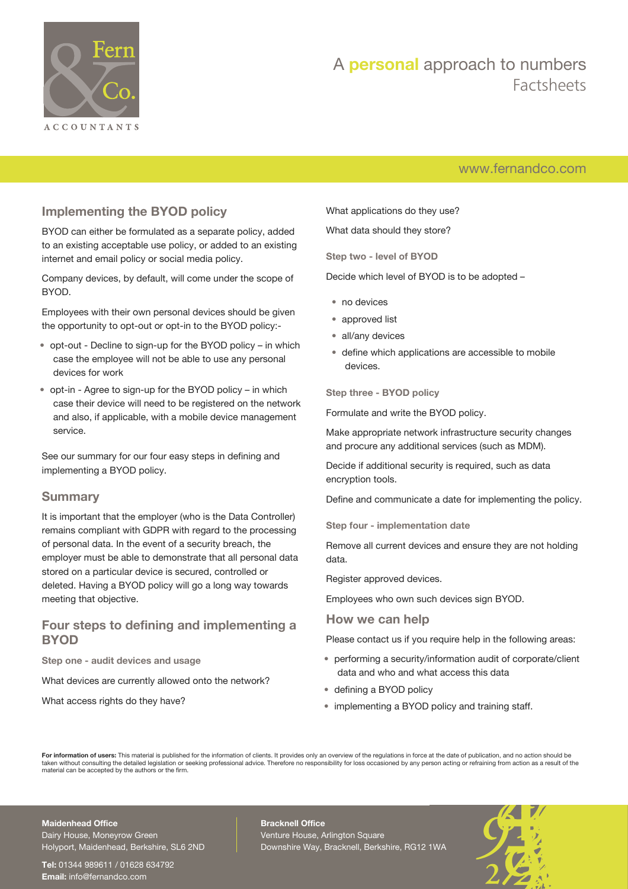## Implementing the BYOD policy

BYOD can either be formulated as a separate policy, added to an existing acceptable use policy, or added to an existing internet and email policy or social media policy.

Company devices, by default, will come under the scope of BYOD.

Employees with their own personal devices should be given the opportunity to opt-out or opt-in to the BYOD policy:-

- opt-out - Decline to sign-up for the BYOD policy – in which case the employee will not be able to use any personal devices for work
- opt-in - Agree to sign-up for the BYOD policy – in which case their device will need to be registered on the network and also, if applicable, with a mobile device management service.

See our summary for our four easy steps in defining and implementing a BYOD policy.

## Summary

It is important that the employer (who is the Data Controller) remains compliant with GDPR with regard to the processing of personal data. In the event of a security breach, the employer must be able to demonstrate that all personal data stored on a particular device is secured, controlled or deleted. Having a BYOD policy will go a long way towards meeting that objective.

## Four steps to defining and implementing a BYOD

### Step one - audit devices and usage

What devices are currently allowed onto the network?

What access rights do they have?

What applications do they use?

What data should they store?

### Step two - level of BYOD

Decide which level of BYOD is to be adopted –

- no devices
- approved list
- all/any devices
- define which applications are accessible to mobile devices.

### Step three - BYOD policy

Formulate and write the BYOD policy.

Make appropriate network infrastructure security changes and procure any additional services (such as MDM).

Decide if additional security is required, such as data encryption tools.

Define and communicate a date for implementing the policy.

### Step four - implementation date

Remove all current devices and ensure they are not holding data.

Register approved devices.

Employees who own such devices sign BYOD.

## How we can help

Please contact us if you require help in the following areas:

- performing a security/information audit of corporate/client data and who and what access this data
- defining a BYOD policy
- implementing a BYOD policy and training staff.

**For information of users:** This material is published for the information of clients. It provides only an overview of the regulations in force at the date of publication, and no action should be taken without consulting the detailed legislation or seeking professional advice. Therefore no responsibility for loss occasioned by any person acting or refraining from action as a result of the material can be accepted by the authors or the firm.